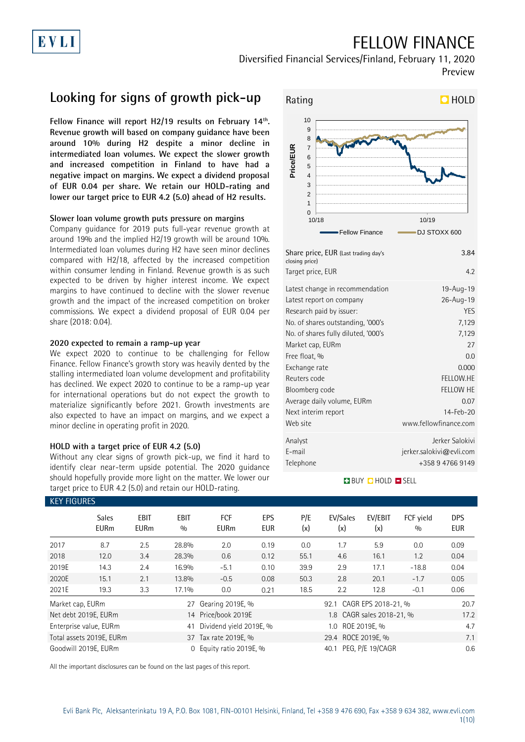EVLI

# FELLOW FINANCE

Diversified Financial Services/Finland, February 11, 2020

Preview

## Looking for signs of growth pick-up

**Fellow Finance will report H2/19 results on February 14th. Revenue growth will based on company guidance have been around 10% during H2 despite a minor decline in intermediated loan volumes. We expect the slower growth and increased competition in Finland to have had a negative impact on margins. We expect a dividend proposal of EUR 0.04 per share. We retain our HOLD-rating and lower our target price to EUR 4.2 (5.0) ahead of H2 results.**

### Slower loan volume growth puts pressure on margins

Company guidance for 2019 puts full-year revenue growth at around 19% and the implied H2/19 growth will be around 10%. Intermediated loan volumes during H2 have seen minor declines compared with H2/18, affected by the increased competition within consumer lending in Finland. Revenue growth is as such expected to be driven by higher interest income. We expect margins to have continued to decline with the slower revenue growth and the impact of the increased competition on broker commissions. We expect a dividend proposal of EUR 0.04 per share (2018: 0.04).

### 2020 expected to remain a ramp-up year

We expect 2020 to continue to be challenging for Fellow Finance. Fellow Finance's growth story was heavily dented by the stalling intermediated loan volume development and profitability has declined. We expect 2020 to continue to be a ramp-up year for international operations but do not expect the growth to materialize significantly before 2021. Growth investments are also expected to have an impact on margins, and we expect a minor decline in operating profit in 2020.

### HOLD with a target price of EUR 4.2 (5.0)

Without any clear signs of growth pick-up, we find it hard to identify clear near-term upside potential. The 2020 guidance should hopefully provide more light on the matter. We lower our target price to EUR 4.2 (5.0) and retain our HOLD-rating.

**Rating: HOLD**

| | |
|---|---|
| Share price, EUR (Last trading day's closing price) | 3.84 |
| Target price, EUR | 4.2 |
| Latest change in recommendation | 19-Aug-19 |
| Latest report on company | 26-Aug-19 |
| Research paid by issuer: | YES |
| No. of shares outstanding, '000's | 7,129 |
| No. of shares fully diluted, '000's | 7,129 |
| Market cap, EURm | 27 |
| Free float, % | 0.0 |
| Exchange rate | 0.000 |
| Reuters code | FELLOW.HE |
| Bloomberg code | FELLOW HE |
| Average daily volume, EURm | 0.07 |
| Next interim report | 14-Feb-20 |
| Web site | www.fellowfinance.com |
| Analyst | Jerker Salokivi |
| E-mail | jerker.salokivi@evli.com |
| Telephone | +358 9 4766 9149 |

BUY / HOLD / SELL

### KEY FIGURES

| | Sales EURm | EBIT EURm | EBIT % | FCF EURm | EPS EUR | P/E (x) | EV/Sales (x) | EV/EBIT (x) | FCF yield % | DPS EUR |
|---|---|---|---|---|---|---|---|---|---|---|
| 2017 | 8.7 | 2.5 | 28.8% | 2.0 | 0.19 | 0.0 | 1.7 | 5.9 | 0.0 | 0.09 |
| 2018 | 12.0 | 3.4 | 28.3% | 0.6 | 0.12 | 55.1 | 4.6 | 16.1 | 1.2 | 0.04 |
| 2019E | 14.3 | 2.4 | 16.9% | -5.1 | 0.10 | 39.9 | 2.9 | 17.1 | -18.8 | 0.04 |
| 2020E | 15.1 | 2.1 | 13.8% | -0.5 | 0.08 | 50.3 | 2.8 | 20.1 | -1.7 | 0.05 |
| 2021E | 19.3 | 3.3 | 17.1% | 0.0 | 0.21 | 18.5 | 2.2 | 12.8 | -0.1 | 0.06 |

| | | | | | |
|---|---|---|---|---|---|
| Market cap, EURm | 27 | Gearing 2019E, % | 92.1 | CAGR EPS 2018-21, % | 20.7 |
| Net debt 2019E, EURm | 14 | Price/book 2019E | 1.8 | CAGR sales 2018-21, % | 17.2 |
| Enterprise value, EURm | 41 | Dividend yield 2019E, % | 1.0 | ROE 2019E, % | 4.7 |
| Total assets 2019E, EURm | 37 | Tax rate 2019E, % | 29.4 | ROCE 2019E, % | 7.1 |
| Goodwill 2019E, EURm | 0 | Equity ratio 2019E, % | 40.1 | PEG, P/E 19/CAGR | 0.6 |

All the important disclosures can be found on the last pages of this report.

Evli Bank Plc, Aleksanterinkatu 19 A, P.O. Box 1081, FIN-00101 Helsinki, Finland, Tel +358 9 476 690, Fax +358 9 634 382, www.evli.com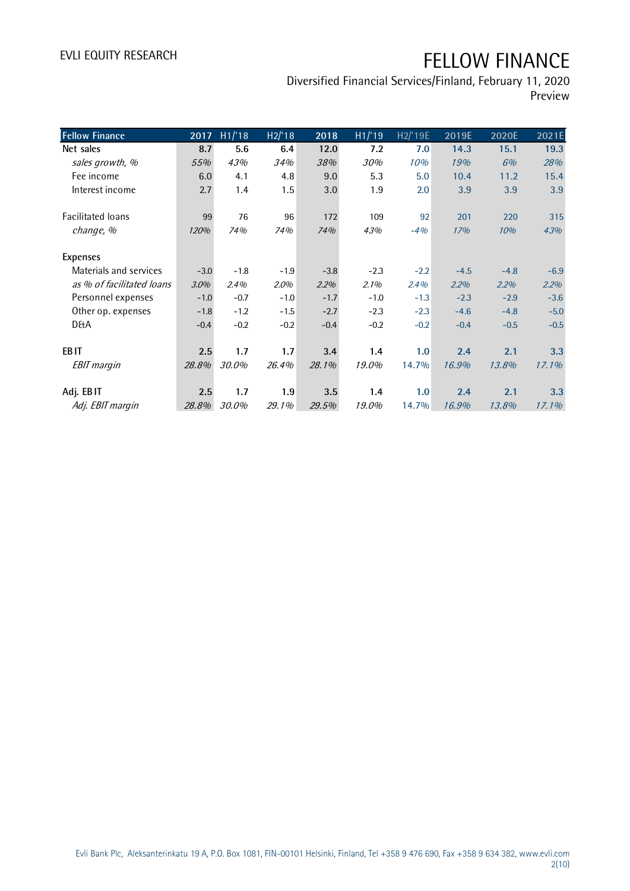| Fellow Finance | 2017 | H1/'18 | H2/'18 | 2018 | H1/'19 | H2/'19E | 2019E | 2020E | 2021E |
|---|---|---|---|---|---|---|---|---|---|
| **Net sales** | **8.7** | **5.6** | **6.4** | **12.0** | **7.2** | **7.0** | **14.3** | **15.1** | **19.3** |
| *sales growth, %* | *55%* | *43%* | *34%* | *38%* | *30%* | *10%* | *19%* | *6%* | *28%* |
| Fee income | 6.0 | 4.1 | 4.8 | 9.0 | 5.3 | 5.0 | 10.4 | 11.2 | 15.4 |
| Interest income | 2.7 | 1.4 | 1.5 | 3.0 | 1.9 | 2.0 | 3.9 | 3.9 | 3.9 |
| | | | | | | | | | |
| Facilitated loans | 99 | 76 | 96 | 172 | 109 | 92 | 201 | 220 | 315 |
| *change, %* | *120%* | *74%* | *74%* | *74%* | *43%* | *-4%* | *17%* | *10%* | *43%* |
| | | | | | | | | | |
| **Expenses** | | | | | | | | | |
| Materials and services | -3.0 | -1.8 | -1.9 | -3.8 | -2.3 | -2.2 | -4.5 | -4.8 | -6.9 |
| *as % of facilitated loans* | *3.0%* | *2.4%* | *2.0%* | *2.2%* | *2.1%* | *2.4%* | *2.2%* | *2.2%* | *2.2%* |
| Personnel expenses | -1.0 | -0.7 | -1.0 | -1.7 | -1.0 | -1.3 | -2.3 | -2.9 | -3.6 |
| Other op. expenses | -1.8 | -1.2 | -1.5 | -2.7 | -2.3 | -2.3 | -4.6 | -4.8 | -5.0 |
| D&A | -0.4 | -0.2 | -0.2 | -0.4 | -0.2 | -0.2 | -0.4 | -0.5 | -0.5 |
| | | | | | | | | | |
| **EBIT** | **2.5** | **1.7** | **1.7** | **3.4** | **1.4** | **1.0** | **2.4** | **2.1** | **3.3** |
| *EBIT margin* | *28.8%* | *30.0%* | *26.4%* | *28.1%* | *19.0%* | 14.7% | *16.9%* | *13.8%* | *17.1%* |
| | | | | | | | | | |
| **Adj. EBIT** | **2.5** | **1.7** | **1.9** | **3.5** | **1.4** | **1.0** | **2.4** | **2.1** | **3.3** |
| *Adj. EBIT margin* | *28.8%* | *30.0%* | *29.1%* | *29.5%* | *19.0%* | 14.7% | *16.9%* | *13.8%* | *17.1%* |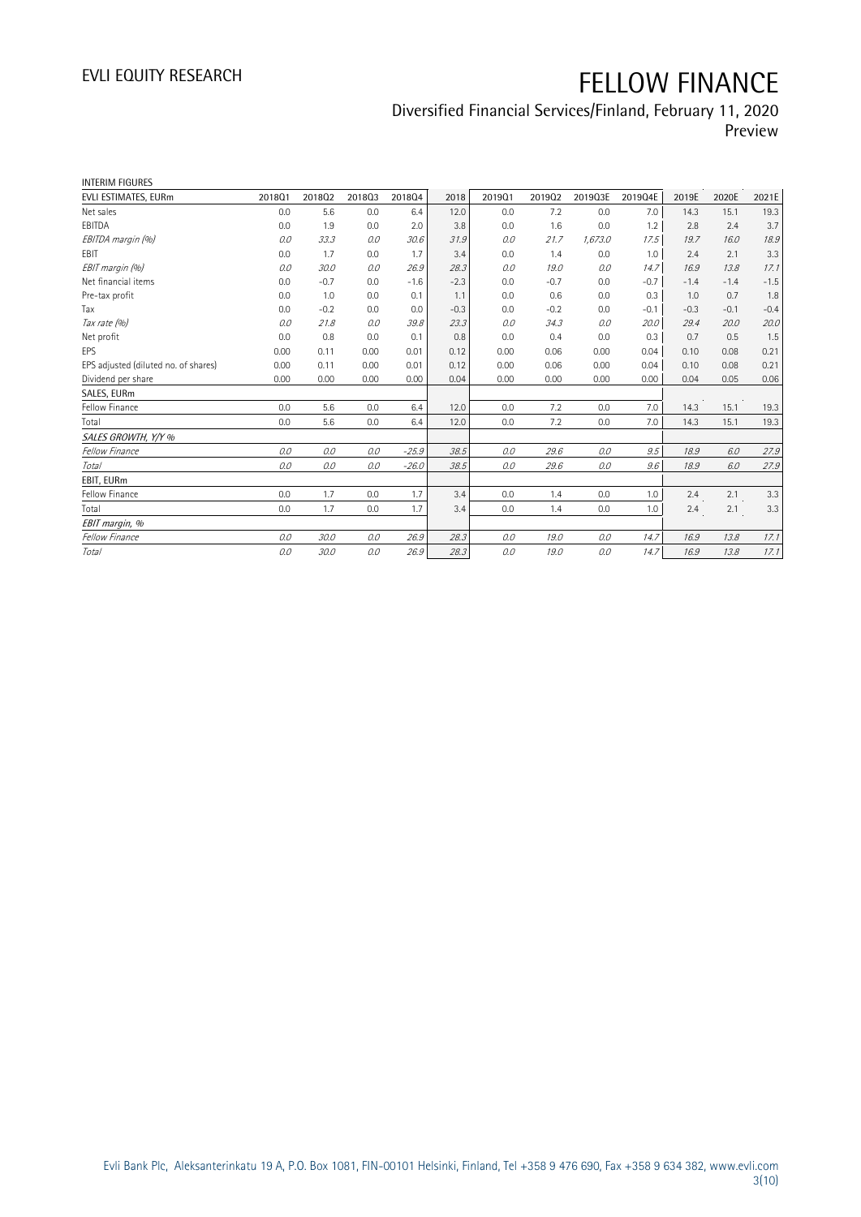INTERIM FIGURES

| EVLI ESTIMATES, EURm | 2018Q1 | 2018Q2 | 2018Q3 | 2018Q4 | 2018 | 2019Q1 | 2019Q2 | 2019Q3E | 2019Q4E | 2019E | 2020E | 2021E |
|---|---|---|---|---|---|---|---|---|---|---|---|---|
| Net sales | 0.0 | 5.6 | 0.0 | 6.4 | 12.0 | 0.0 | 7.2 | 0.0 | 7.0 | 14.3 | 15.1 | 19.3 |
| EBITDA | 0.0 | 1.9 | 0.0 | 2.0 | 3.8 | 0.0 | 1.6 | 0.0 | 1.2 | 2.8 | 2.4 | 3.7 |
| *EBITDA margin (%)* | *0.0* | *33.3* | *0.0* | *30.6* | *31.9* | *0.0* | *21.7* | *1,673.0* | *17.5* | *19.7* | *16.0* | *18.9* |
| EBIT | 0.0 | 1.7 | 0.0 | 1.7 | 3.4 | 0.0 | 1.4 | 0.0 | 1.0 | 2.4 | 2.1 | 3.3 |
| *EBIT margin (%)* | *0.0* | *30.0* | *0.0* | *26.9* | *28.3* | *0.0* | *19.0* | *0.0* | *14.7* | *16.9* | *13.8* | *17.1* |
| Net financial items | 0.0 | -0.7 | 0.0 | -1.6 | -2.3 | 0.0 | -0.7 | 0.0 | -0.7 | -1.4 | -1.4 | -1.5 |
| Pre-tax profit | 0.0 | 1.0 | 0.0 | 0.1 | 1.1 | 0.0 | 0.6 | 0.0 | 0.3 | 1.0 | 0.7 | 1.8 |
| Tax | 0.0 | -0.2 | 0.0 | 0.0 | -0.3 | 0.0 | -0.2 | 0.0 | -0.1 | -0.3 | -0.1 | -0.4 |
| *Tax rate (%)* | *0.0* | *21.8* | *0.0* | *39.8* | *23.3* | *0.0* | *34.3* | *0.0* | *20.0* | *29.4* | *20.0* | *20.0* |
| Net profit | 0.0 | 0.8 | 0.0 | 0.1 | 0.8 | 0.0 | 0.4 | 0.0 | 0.3 | 0.7 | 0.5 | 1.5 |
| EPS | 0.00 | 0.11 | 0.00 | 0.01 | 0.12 | 0.00 | 0.06 | 0.00 | 0.04 | 0.10 | 0.08 | 0.21 |
| EPS adjusted (diluted no. of shares) | 0.00 | 0.11 | 0.00 | 0.01 | 0.12 | 0.00 | 0.06 | 0.00 | 0.04 | 0.10 | 0.08 | 0.21 |
| Dividend per share | 0.00 | 0.00 | 0.00 | 0.00 | 0.04 | 0.00 | 0.00 | 0.00 | 0.00 | 0.04 | 0.05 | 0.06 |
| SALES, EURm | | | | | | | | | | | | |
| Fellow Finance | 0.0 | 5.6 | 0.0 | 6.4 | 12.0 | 0.0 | 7.2 | 0.0 | 7.0 | 14.3 | 15.1 | 19.3 |
| Total | 0.0 | 5.6 | 0.0 | 6.4 | 12.0 | 0.0 | 7.2 | 0.0 | 7.0 | 14.3 | 15.1 | 19.3 |
| *SALES GROWTH, Y/Y %* | | | | | | | | | | | | |
| *Fellow Finance* | *0.0* | *0.0* | *0.0* | *-25.9* | *38.5* | *0.0* | *29.6* | *0.0* | *9.5* | *18.9* | *6.0* | *27.9* |
| *Total* | *0.0* | *0.0* | *0.0* | *-26.0* | *38.5* | *0.0* | *29.6* | *0.0* | *9.6* | *18.9* | *6.0* | *27.9* |
| EBIT, EURm | | | | | | | | | | | | |
| Fellow Finance | 0.0 | 1.7 | 0.0 | 1.7 | 3.4 | 0.0 | 1.4 | 0.0 | 1.0 | 2.4 | 2.1 | 3.3 |
| Total | 0.0 | 1.7 | 0.0 | 1.7 | 3.4 | 0.0 | 1.4 | 0.0 | 1.0 | 2.4 | 2.1 | 3.3 |
| *EBIT margin, %* | | | | | | | | | | | | |
| *Fellow Finance* | *0.0* | *30.0* | *0.0* | *26.9* | *28.3* | *0.0* | *19.0* | *0.0* | *14.7* | *16.9* | *13.8* | *17.1* |
| *Total* | *0.0* | *30.0* | *0.0* | *26.9* | *28.3* | *0.0* | *19.0* | *0.0* | *14.7* | *16.9* | *13.8* | *17.1* |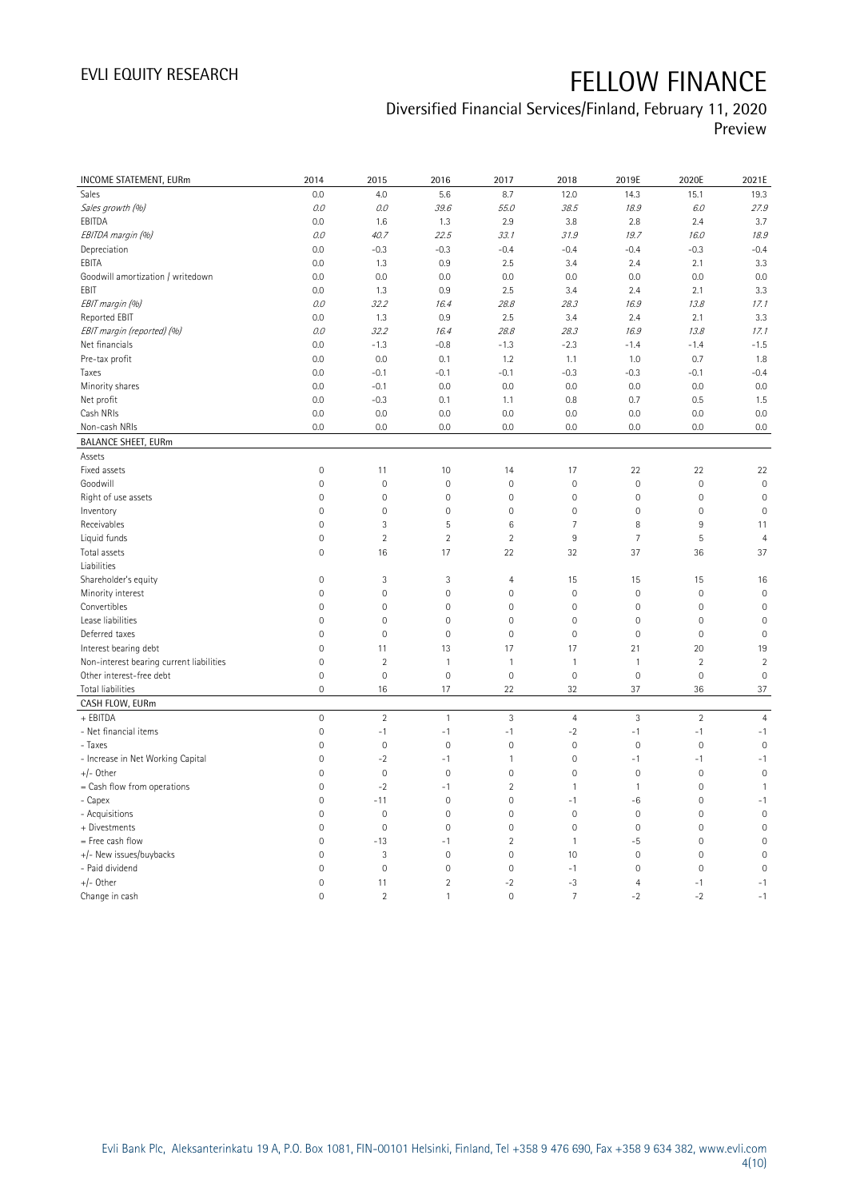# FELLOW FINANCE

Diversified Financial Services/Finland, February 11, 2020

Preview

| INCOME STATEMENT, EURm | 2014 | 2015 | 2016 | 2017 | 2018 | 2019E | 2020E | 2021E |
|---|---|---|---|---|---|---|---|---|
| Sales | 0.0 | 4.0 | 5.6 | 8.7 | 12.0 | 14.3 | 15.1 | 19.3 |
| *Sales growth (%)* | *0.0* | *0.0* | *39.6* | *55.0* | *38.5* | *18.9* | *6.0* | *27.9* |
| EBITDA | 0.0 | 1.6 | 1.3 | 2.9 | 3.8 | 2.8 | 2.4 | 3.7 |
| *EBITDA margin (%)* | *0.0* | *40.7* | *22.5* | *33.1* | *31.9* | *19.7* | *16.0* | *18.9* |
| Depreciation | 0.0 | -0.3 | -0.3 | -0.4 | -0.4 | -0.4 | -0.3 | -0.4 |
| EBITA | 0.0 | 1.3 | 0.9 | 2.5 | 3.4 | 2.4 | 2.1 | 3.3 |
| Goodwill amortization / writedown | 0.0 | 0.0 | 0.0 | 0.0 | 0.0 | 0.0 | 0.0 | 0.0 |
| EBIT | 0.0 | 1.3 | 0.9 | 2.5 | 3.4 | 2.4 | 2.1 | 3.3 |
| *EBIT margin (%)* | *0.0* | *32.2* | *16.4* | *28.8* | *28.3* | *16.9* | *13.8* | *17.1* |
| Reported EBIT | 0.0 | 1.3 | 0.9 | 2.5 | 3.4 | 2.4 | 2.1 | 3.3 |
| *EBIT margin (reported) (%)* | *0.0* | *32.2* | *16.4* | *28.8* | *28.3* | *16.9* | *13.8* | *17.1* |
| Net financials | 0.0 | -1.3 | -0.8 | -1.3 | -2.3 | -1.4 | -1.4 | -1.5 |
| Pre-tax profit | 0.0 | 0.0 | 0.1 | 1.2 | 1.1 | 1.0 | 0.7 | 1.8 |
| Taxes | 0.0 | -0.1 | -0.1 | -0.1 | -0.3 | -0.3 | -0.1 | -0.4 |
| Minority shares | 0.0 | -0.1 | 0.0 | 0.0 | 0.0 | 0.0 | 0.0 | 0.0 |
| Net profit | 0.0 | -0.3 | 0.1 | 1.1 | 0.8 | 0.7 | 0.5 | 1.5 |
| Cash NRIs | 0.0 | 0.0 | 0.0 | 0.0 | 0.0 | 0.0 | 0.0 | 0.0 |
| Non-cash NRIs | 0.0 | 0.0 | 0.0 | 0.0 | 0.0 | 0.0 | 0.0 | 0.0 |
| **BALANCE SHEET, EURm** | | | | | | | | |
| Assets | | | | | | | | |
| Fixed assets | 0 | 11 | 10 | 14 | 17 | 22 | 22 | 22 |
| Goodwill | 0 | 0 | 0 | 0 | 0 | 0 | 0 | 0 |
| Right of use assets | 0 | 0 | 0 | 0 | 0 | 0 | 0 | 0 |
| Inventory | 0 | 0 | 0 | 0 | 0 | 0 | 0 | 0 |
| Receivables | 0 | 3 | 5 | 6 | 7 | 8 | 9 | 11 |
| Liquid funds | 0 | 2 | 2 | 2 | 9 | 7 | 5 | 4 |
| Total assets | 0 | 16 | 17 | 22 | 32 | 37 | 36 | 37 |
| Liabilities | | | | | | | | |
| Shareholder's equity | 0 | 3 | 3 | 4 | 15 | 15 | 15 | 16 |
| Minority interest | 0 | 0 | 0 | 0 | 0 | 0 | 0 | 0 |
| Convertibles | 0 | 0 | 0 | 0 | 0 | 0 | 0 | 0 |
| Lease liabilities | 0 | 0 | 0 | 0 | 0 | 0 | 0 | 0 |
| Deferred taxes | 0 | 0 | 0 | 0 | 0 | 0 | 0 | 0 |
| Interest bearing debt | 0 | 11 | 13 | 17 | 17 | 21 | 20 | 19 |
| Non-interest bearing current liabilities | 0 | 2 | 1 | 1 | 1 | 1 | 2 | 2 |
| Other interest-free debt | 0 | 0 | 0 | 0 | 0 | 0 | 0 | 0 |
| Total liabilities | 0 | 16 | 17 | 22 | 32 | 37 | 36 | 37 |
| **CASH FLOW, EURm** | | | | | | | | |
| + EBITDA | 0 | 2 | 1 | 3 | 4 | 3 | 2 | 4 |
| - Net financial items | 0 | -1 | -1 | -1 | -2 | -1 | -1 | -1 |
| - Taxes | 0 | 0 | 0 | 0 | 0 | 0 | 0 | 0 |
| - Increase in Net Working Capital | 0 | -2 | -1 | 1 | 0 | -1 | -1 | -1 |
| +/- Other | 0 | 0 | 0 | 0 | 0 | 0 | 0 | 0 |
| = Cash flow from operations | 0 | -2 | -1 | 2 | 1 | 1 | 0 | 1 |
| - Capex | 0 | -11 | 0 | 0 | -1 | -6 | 0 | -1 |
| - Acquisitions | 0 | 0 | 0 | 0 | 0 | 0 | 0 | 0 |
| + Divestments | 0 | 0 | 0 | 0 | 0 | 0 | 0 | 0 |
| = Free cash flow | 0 | -13 | -1 | 2 | 1 | -5 | 0 | 0 |
| +/- New issues/buybacks | 0 | 3 | 0 | 0 | 10 | 0 | 0 | 0 |
| - Paid dividend | 0 | 0 | 0 | 0 | -1 | 0 | 0 | 0 |
| +/- Other | 0 | 11 | 2 | -2 | -3 | 4 | -1 | -1 |
| Change in cash | 0 | 2 | 1 | 0 | 7 | -2 | -2 | -1 |

Evli Bank Plc, Aleksanterinkatu 19 A, P.O. Box 1081, FIN-00101 Helsinki, Finland, Tel +358 9 476 690, Fax +358 9 634 382, www.evli.com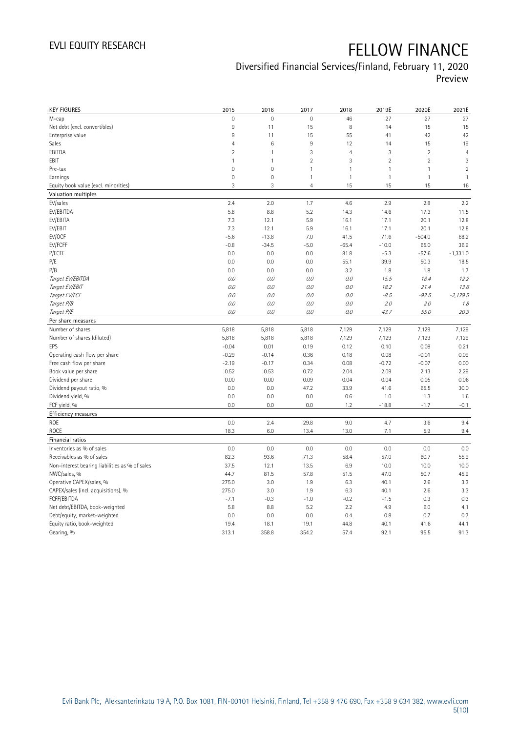# FELLOW FINANCE

Diversified Financial Services/Finland, February 11, 2020

Preview

| KEY FIGURES | 2015 | 2016 | 2017 | 2018 | 2019E | 2020E | 2021E |
|---|---|---|---|---|---|---|---|
| M-cap | 0 | 0 | 0 | 46 | 27 | 27 | 27 |
| Net debt (excl. convertibles) | 9 | 11 | 15 | 8 | 14 | 15 | 15 |
| Enterprise value | 9 | 11 | 15 | 55 | 41 | 42 | 42 |
| Sales | 4 | 6 | 9 | 12 | 14 | 15 | 19 |
| EBITDA | 2 | 1 | 3 | 4 | 3 | 2 | 4 |
| EBIT | 1 | 1 | 2 | 3 | 2 | 2 | 3 |
| Pre-tax | 0 | 0 | 1 | 1 | 1 | 1 | 2 |
| Earnings | 0 | 0 | 1 | 1 | 1 | 1 | 1 |
| Equity book value (excl. minorities) | 3 | 3 | 4 | 15 | 15 | 15 | 16 |
| **Valuation multiples** | | | | | | | |
| EV/sales | 2.4 | 2.0 | 1.7 | 4.6 | 2.9 | 2.8 | 2.2 |
| EV/EBITDA | 5.8 | 8.8 | 5.2 | 14.3 | 14.6 | 17.3 | 11.5 |
| EV/EBITA | 7.3 | 12.1 | 5.9 | 16.1 | 17.1 | 20.1 | 12.8 |
| EV/EBIT | 7.3 | 12.1 | 5.9 | 16.1 | 17.1 | 20.1 | 12.8 |
| EV/OCF | -5.6 | -13.8 | 7.0 | 41.5 | 71.6 | -504.0 | 68.2 |
| EV/FCFF | -0.8 | -34.5 | -5.0 | -65.4 | -10.0 | 65.0 | 36.9 |
| P/FCFE | 0.0 | 0.0 | 0.0 | 81.8 | -5.3 | -57.6 | -1,331.0 |
| P/E | 0.0 | 0.0 | 0.0 | 55.1 | 39.9 | 50.3 | 18.5 |
| P/B | 0.0 | 0.0 | 0.0 | 3.2 | 1.8 | 1.8 | 1.7 |
| *Target EV/EBITDA* | *0.0* | *0.0* | *0.0* | *0.0* | *15.5* | *18.4* | *12.2* |
| *Target EV/EBIT* | *0.0* | *0.0* | *0.0* | *0.0* | *18.2* | *21.4* | *13.6* |
| *Target EV/FCF* | *0.0* | *0.0* | *0.0* | *0.0* | *-8.5* | *-93.5* | *-2,179.5* |
| *Target P/B* | *0.0* | *0.0* | *0.0* | *0.0* | *2.0* | *2.0* | *1.8* |
| *Target P/E* | *0.0* | *0.0* | *0.0* | *0.0* | *43.7* | *55.0* | *20.3* |
| **Per share measures** | | | | | | | |
| Number of shares | 5,818 | 5,818 | 5,818 | 7,129 | 7,129 | 7,129 | 7,129 |
| Number of shares (diluted) | 5,818 | 5,818 | 5,818 | 7,129 | 7,129 | 7,129 | 7,129 |
| EPS | -0.04 | 0.01 | 0.19 | 0.12 | 0.10 | 0.08 | 0.21 |
| Operating cash flow per share | -0.29 | -0.14 | 0.36 | 0.18 | 0.08 | -0.01 | 0.09 |
| Free cash flow per share | -2.19 | -0.17 | 0.34 | 0.08 | -0.72 | -0.07 | 0.00 |
| Book value per share | 0.52 | 0.53 | 0.72 | 2.04 | 2.09 | 2.13 | 2.29 |
| Dividend per share | 0.00 | 0.00 | 0.09 | 0.04 | 0.04 | 0.05 | 0.06 |
| Dividend payout ratio, % | 0.0 | 0.0 | 47.2 | 33.9 | 41.6 | 65.5 | 30.0 |
| Dividend yield, % | 0.0 | 0.0 | 0.0 | 0.6 | 1.0 | 1.3 | 1.6 |
| FCF yield, % | 0.0 | 0.0 | 0.0 | 1.2 | -18.8 | -1.7 | -0.1 |
| **Efficiency measures** | | | | | | | |
| ROE | 0.0 | 2.4 | 29.8 | 9.0 | 4.7 | 3.6 | 9.4 |
| ROCE | 18.3 | 6.0 | 13.4 | 13.0 | 7.1 | 5.9 | 9.4 |
| **Financial ratios** | | | | | | | |
| Inventories as % of sales | 0.0 | 0.0 | 0.0 | 0.0 | 0.0 | 0.0 | 0.0 |
| Receivables as % of sales | 82.3 | 93.6 | 71.3 | 58.4 | 57.0 | 60.7 | 55.9 |
| Non-interest bearing liabilities as % of sales | 37.5 | 12.1 | 13.5 | 6.9 | 10.0 | 10.0 | 10.0 |
| NWC/sales, % | 44.7 | 81.5 | 57.8 | 51.5 | 47.0 | 50.7 | 45.9 |
| Operative CAPEX/sales, % | 275.0 | 3.0 | 1.9 | 6.3 | 40.1 | 2.6 | 3.3 |
| CAPEX/sales (incl. acquisitions), % | 275.0 | 3.0 | 1.9 | 6.3 | 40.1 | 2.6 | 3.3 |
| FCFF/EBITDA | -7.1 | -0.3 | -1.0 | -0.2 | -1.5 | 0.3 | 0.3 |
| Net debt/EBITDA, book-weighted | 5.8 | 8.8 | 5.2 | 2.2 | 4.9 | 6.0 | 4.1 |
| Debt/equity, market-weighted | 0.0 | 0.0 | 0.0 | 0.4 | 0.8 | 0.7 | 0.7 |
| Equity ratio, book-weighted | 19.4 | 18.1 | 19.1 | 44.8 | 40.1 | 41.6 | 44.1 |
| Gearing, % | 313.1 | 358.8 | 354.2 | 57.4 | 92.1 | 95.5 | 91.3 |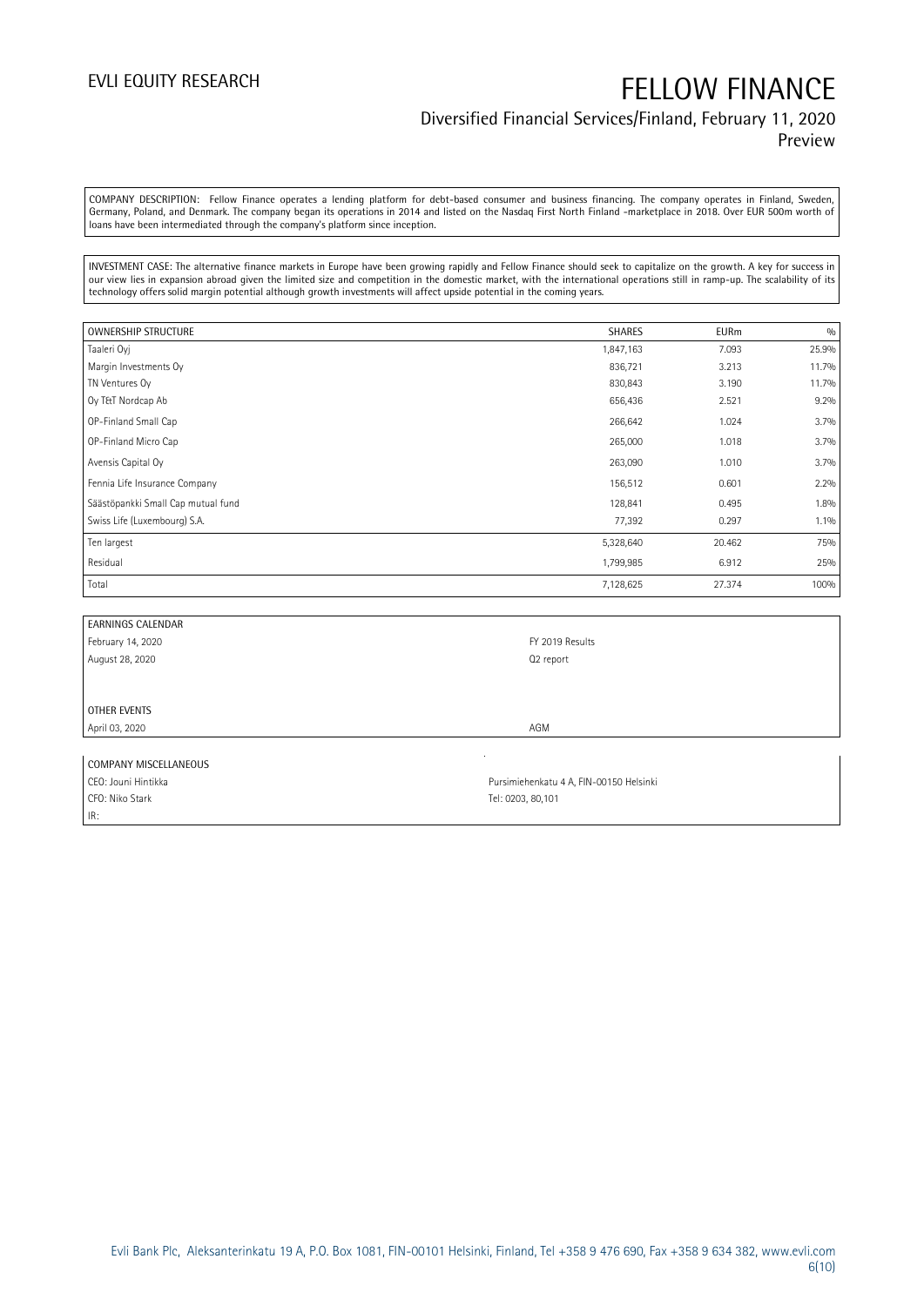COMPANY DESCRIPTION: Fellow Finance operates a lending platform for debt-based consumer and business financing. The company operates in Finland, Sweden, Germany, Poland, and Denmark. The company began its operations in 2014 and listed on the Nasdaq First North Finland -marketplace in 2018. Over EUR 500m worth of loans have been intermediated through the company's platform since inception.

INVESTMENT CASE: The alternative finance markets in Europe have been growing rapidly and Fellow Finance should seek to capitalize on the growth. A key for success in our view lies in expansion abroad given the limited size and competition in the domestic market, with the international operations still in ramp-up. The scalability of its technology offers solid margin potential although growth investments will affect upside potential in the coming years.

| OWNERSHIP STRUCTURE | SHARES | EURm | % |
|---|---|---|---|
| Taaleri Oyj | 1,847,163 | 7.093 | 25.9% |
| Margin Investments Oy | 836,721 | 3.213 | 11.7% |
| TN Ventures Oy | 830,843 | 3.190 | 11.7% |
| Oy T&T Nordcap Ab | 656,436 | 2.521 | 9.2% |
| OP-Finland Small Cap | 266,642 | 1.024 | 3.7% |
| OP-Finland Micro Cap | 265,000 | 1.018 | 3.7% |
| Avensis Capital Oy | 263,090 | 1.010 | 3.7% |
| Fennia Life Insurance Company | 156,512 | 0.601 | 2.2% |
| Säästöpankki Small Cap mutual fund | 128,841 | 0.495 | 1.8% |
| Swiss Life (Luxembourg) S.A. | 77,392 | 0.297 | 1.1% |
| Ten largest | 5,328,640 | 20.462 | 75% |
| Residual | 1,799,985 | 6.912 | 25% |
| Total | 7,128,625 | 27.374 | 100% |

| EARNINGS CALENDAR | |
|---|---|
| February 14, 2020 | FY 2019 Results |
| August 28, 2020 | Q2 report |
| | |
| OTHER EVENTS | |
| April 03, 2020 | AGM |

| COMPANY MISCELLANEOUS | |
|---|---|
| CEO: Jouni Hintikka | Pursimiehenkatu 4 A, FIN-00150 Helsinki |
| CFO: Niko Stark | Tel: 0203, 80,101 |
| IR: | |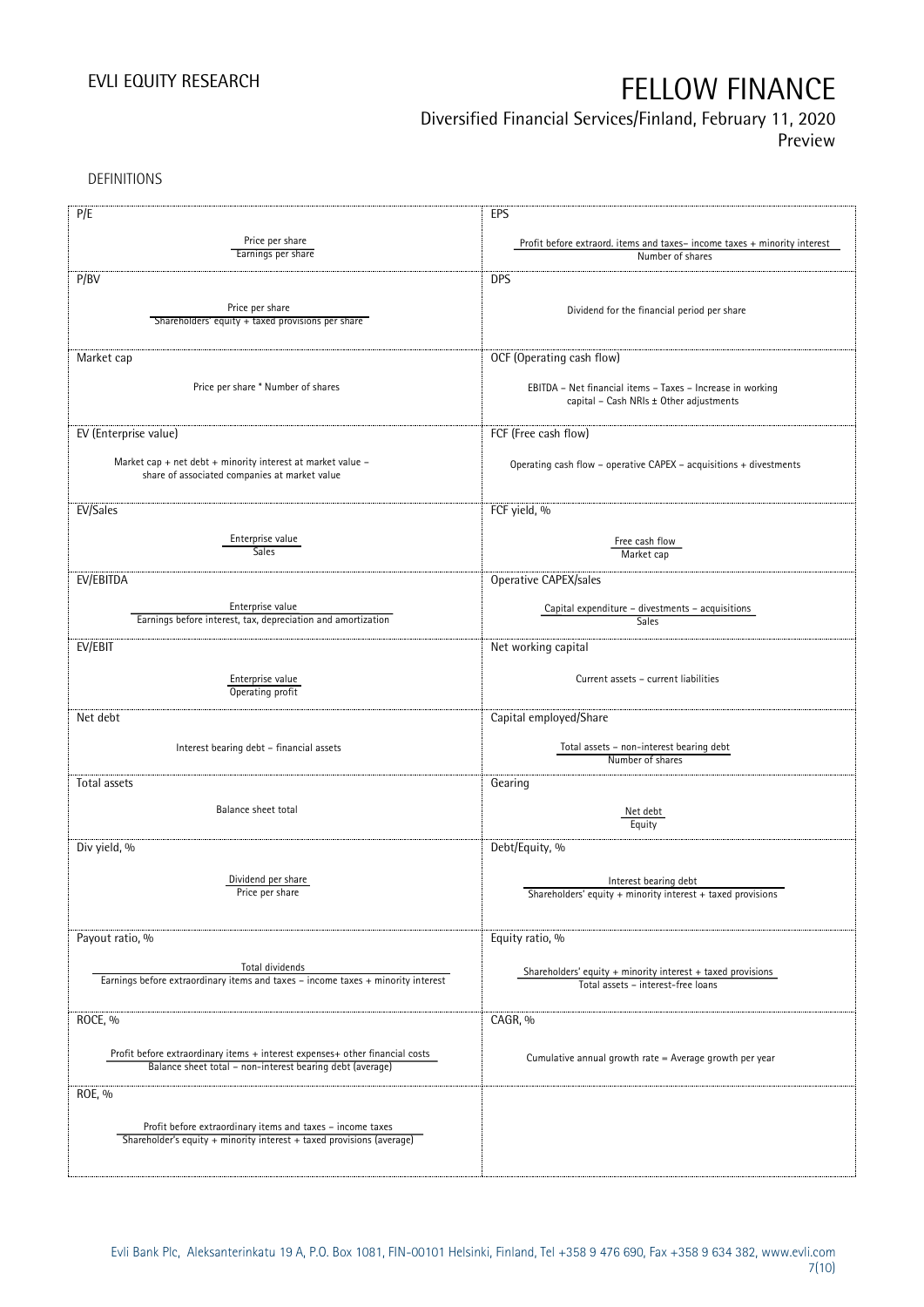DEFINITIONS

| P/E | EPS |
|---|---|
| $\frac{\text{Price per share}}{\text{Earnings per share}}$ | $\frac{\text{Profit before extraord. items and taxes– income taxes + minority interest}}{\text{Number of shares}}$ |
| **P/BV** | **DPS** |
| $\frac{\text{Price per share}}{\text{Shareholders' equity + taxed provisions per share}}$ | Dividend for the financial period per share |
| **Market cap** | **OCF (Operating cash flow)** |
| Price per share * Number of shares | EBITDA – Net financial items – Taxes – Increase in working capital – Cash NRIs ± Other adjustments |
| **EV (Enterprise value)** | **FCF (Free cash flow)** |
| Market cap + net debt + minority interest at market value – share of associated companies at market value | Operating cash flow – operative CAPEX – acquisitions + divestments |
| **EV/Sales** | **FCF yield, %** |
| $\frac{\text{Enterprise value}}{\text{Sales}}$ | $\frac{\text{Free cash flow}}{\text{Market cap}}$ |
| **EV/EBITDA** | **Operative CAPEX/sales** |
| $\frac{\text{Enterprise value}}{\text{Earnings before interest, tax, depreciation and amortization}}$ | $\frac{\text{Capital expenditure – divestments – acquisitions}}{\text{Sales}}$ |
| **EV/EBIT** | **Net working capital** |
| $\frac{\text{Enterprise value}}{\text{Operating profit}}$ | Current assets – current liabilities |
| **Net debt** | **Capital employed/Share** |
| Interest bearing debt – financial assets | $\frac{\text{Total assets – non-interest bearing debt}}{\text{Number of shares}}$ |
| **Total assets** | **Gearing** |
| Balance sheet total | $\frac{\text{Net debt}}{\text{Equity}}$ |
| **Div yield, %** | **Debt/Equity, %** |
| $\frac{\text{Dividend per share}}{\text{Price per share}}$ | $\frac{\text{Interest bearing debt}}{\text{Shareholders' equity + minority interest + taxed provisions}}$ |
| **Payout ratio, %** | **Equity ratio, %** |
| $\frac{\text{Total dividends}}{\text{Earnings before extraordinary items and taxes – income taxes + minority interest}}$ | $\frac{\text{Shareholders' equity + minority interest + taxed provisions}}{\text{Total assets – interest-free loans}}$ |
| **ROCE, %** | **CAGR, %** |
| $\frac{\text{Profit before extraordinary items + interest expenses+ other financial costs}}{\text{Balance sheet total – non-interest bearing debt (average)}}$ | Cumulative annual growth rate = Average growth per year |
| **ROE, %** | |
| $\frac{\text{Profit before extraordinary items and taxes – income taxes}}{\text{Shareholder's equity + minority interest + taxed provisions (average)}}$ | |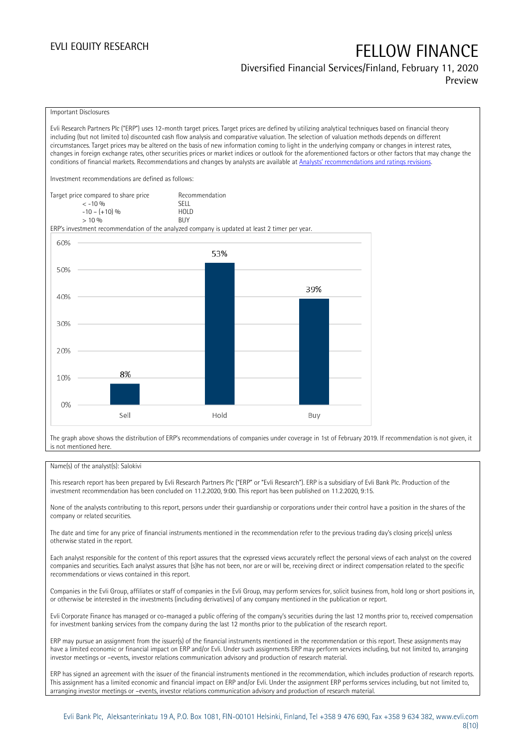Important Disclosures

Evli Research Partners Plc ("ERP") uses 12-month target prices. Target prices are defined by utilizing analytical techniques based on financial theory including (but not limited to) discounted cash flow analysis and comparative valuation. The selection of valuation methods depends on different circumstances. Target prices may be altered on the basis of new information coming to light in the underlying company or changes in interest rates, changes in foreign exchange rates, other securities prices or market indices or outlook for the aforementioned factors or other factors that may change the conditions of financial markets. Recommendations and changes by analysts are available at [Analysts' recommendations and ratings revisions](#).

Investment recommendations are defined as follows:

| Target price compared to share price | Recommendation |
| --- | --- |
| < -10 % | SELL |
| -10 – (+10) % | HOLD |
| > 10 % | BUY |

ERP's investment recommendation of the analyzed company is updated at least 2 timer per year.

| | Sell | Hold | Buy |
| --- | --- | --- | --- |
| Share of recommendations | 8% | 53% | 39% |

The graph above shows the distribution of ERP's recommendations of companies under coverage in 1st of February 2019. If recommendation is not given, it is not mentioned here.

Name(s) of the analyst(s): Salokivi

This research report has been prepared by Evli Research Partners Plc ("ERP" or "Evli Research"). ERP is a subsidiary of Evli Bank Plc. Production of the investment recommendation has been concluded on 11.2.2020, 9:00. This report has been published on 11.2.2020, 9:15.

None of the analysts contributing to this report, persons under their guardianship or corporations under their control have a position in the shares of the company or related securities.

The date and time for any price of financial instruments mentioned in the recommendation refer to the previous trading day's closing price(s) unless otherwise stated in the report.

Each analyst responsible for the content of this report assures that the expressed views accurately reflect the personal views of each analyst on the covered companies and securities. Each analyst assures that (s)he has not been, nor are or will be, receiving direct or indirect compensation related to the specific recommendations or views contained in this report.

Companies in the Evli Group, affiliates or staff of companies in the Evli Group, may perform services for, solicit business from, hold long or short positions in, or otherwise be interested in the investments (including derivatives) of any company mentioned in the publication or report.

Evli Corporate Finance has managed or co-managed a public offering of the company's securities during the last 12 months prior to, received compensation for investment banking services from the company during the last 12 months prior to the publication of the research report.

ERP may pursue an assignment from the issuer(s) of the financial instruments mentioned in the recommendation or this report. These assignments may have a limited economic or financial impact on ERP and/or Evli. Under such assignments ERP may perform services including, but not limited to, arranging investor meetings or –events, investor relations communication advisory and production of research material.

ERP has signed an agreement with the issuer of the financial instruments mentioned in the recommendation, which includes production of research reports. This assignment has a limited economic and financial impact on ERP and/or Evli. Under the assignment ERP performs services including, but not limited to, arranging investor meetings or –events, investor relations communication advisory and production of research material.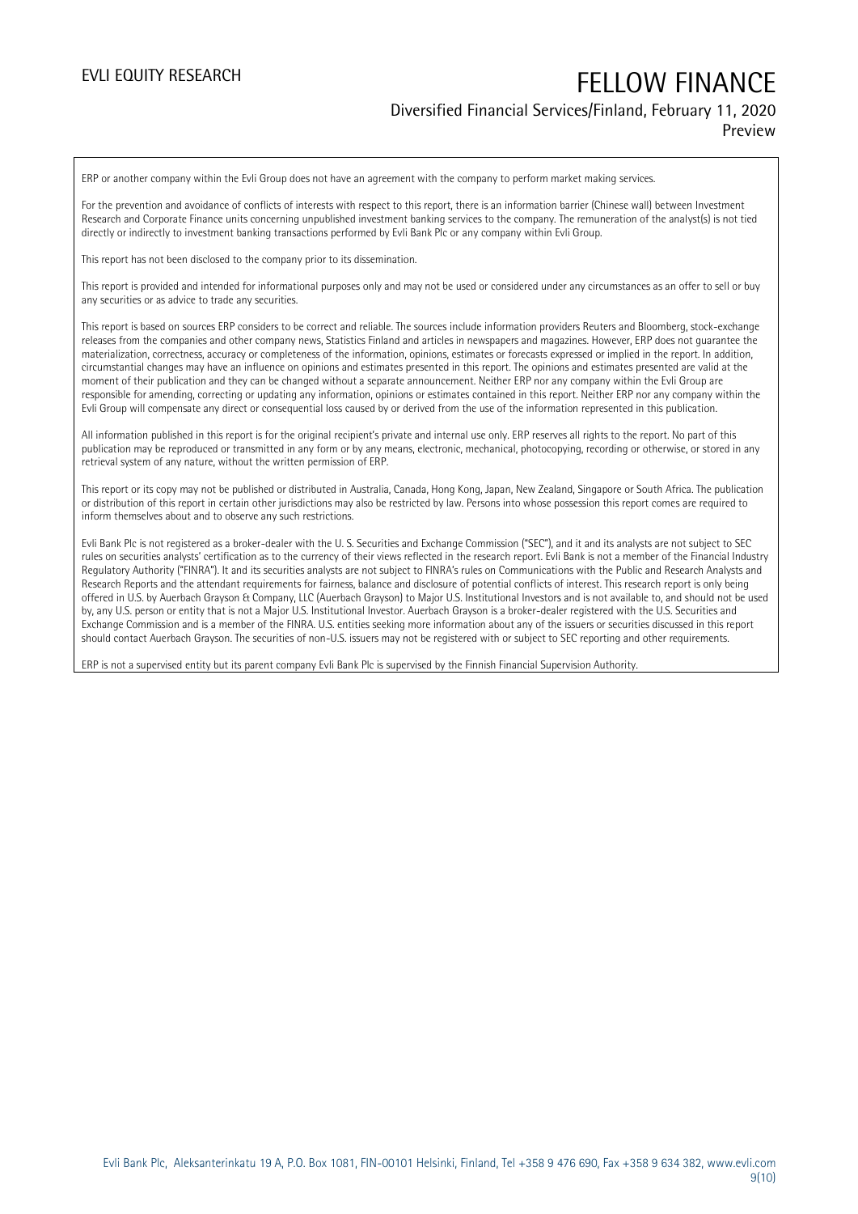ERP or another company within the Evli Group does not have an agreement with the company to perform market making services.

For the prevention and avoidance of conflicts of interests with respect to this report, there is an information barrier (Chinese wall) between Investment Research and Corporate Finance units concerning unpublished investment banking services to the company. The remuneration of the analyst(s) is not tied directly or indirectly to investment banking transactions performed by Evli Bank Plc or any company within Evli Group.

This report has not been disclosed to the company prior to its dissemination.

This report is provided and intended for informational purposes only and may not be used or considered under any circumstances as an offer to sell or buy any securities or as advice to trade any securities.

This report is based on sources ERP considers to be correct and reliable. The sources include information providers Reuters and Bloomberg, stock-exchange releases from the companies and other company news, Statistics Finland and articles in newspapers and magazines. However, ERP does not guarantee the materialization, correctness, accuracy or completeness of the information, opinions, estimates or forecasts expressed or implied in the report. In addition, circumstantial changes may have an influence on opinions and estimates presented in this report. The opinions and estimates presented are valid at the moment of their publication and they can be changed without a separate announcement. Neither ERP nor any company within the Evli Group are responsible for amending, correcting or updating any information, opinions or estimates contained in this report. Neither ERP nor any company within the Evli Group will compensate any direct or consequential loss caused by or derived from the use of the information represented in this publication.

All information published in this report is for the original recipient's private and internal use only. ERP reserves all rights to the report. No part of this publication may be reproduced or transmitted in any form or by any means, electronic, mechanical, photocopying, recording or otherwise, or stored in any retrieval system of any nature, without the written permission of ERP.

This report or its copy may not be published or distributed in Australia, Canada, Hong Kong, Japan, New Zealand, Singapore or South Africa. The publication or distribution of this report in certain other jurisdictions may also be restricted by law. Persons into whose possession this report comes are required to inform themselves about and to observe any such restrictions.

Evli Bank Plc is not registered as a broker-dealer with the U. S. Securities and Exchange Commission ("SEC"), and it and its analysts are not subject to SEC rules on securities analysts' certification as to the currency of their views reflected in the research report. Evli Bank is not a member of the Financial Industry Regulatory Authority ("FINRA"). It and its securities analysts are not subject to FINRA's rules on Communications with the Public and Research Analysts and Research Reports and the attendant requirements for fairness, balance and disclosure of potential conflicts of interest. This research report is only being offered in U.S. by Auerbach Grayson & Company, LLC (Auerbach Grayson) to Major U.S. Institutional Investors and is not available to, and should not be used by, any U.S. person or entity that is not a Major U.S. Institutional Investor. Auerbach Grayson is a broker-dealer registered with the U.S. Securities and Exchange Commission and is a member of the FINRA. U.S. entities seeking more information about any of the issuers or securities discussed in this report should contact Auerbach Grayson. The securities of non-U.S. issuers may not be registered with or subject to SEC reporting and other requirements.

ERP is not a supervised entity but its parent company Evli Bank Plc is supervised by the Finnish Financial Supervision Authority.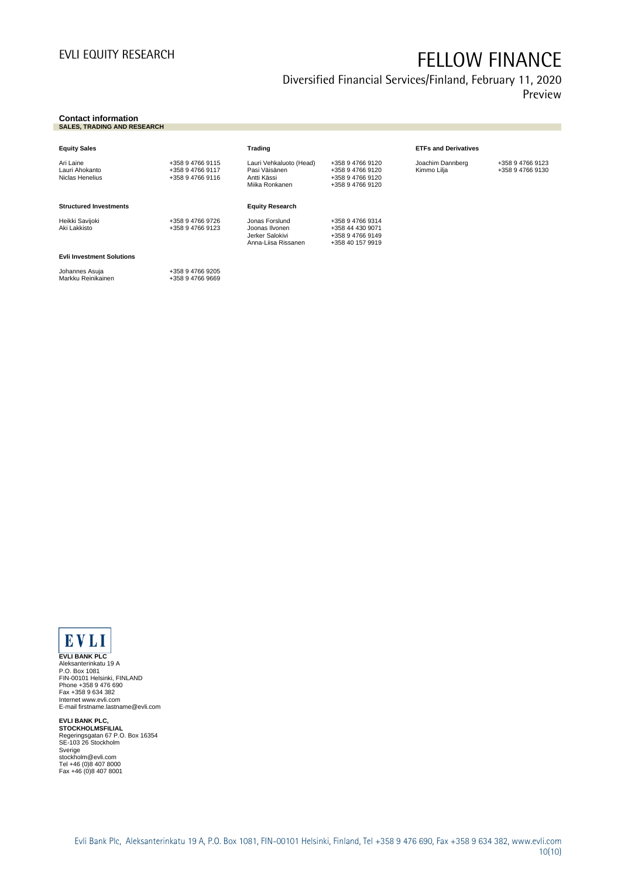## Contact information

**SALES, TRADING AND RESEARCH**

**Equity Sales**

| | |
|---|---|
| Ari Laine | +358 9 4766 9115 |
| Lauri Ahokanto | +358 9 4766 9117 |
| Niclas Henelius | +358 9 4766 9116 |

**Trading**

| | |
|---|---|
| Lauri Vehkaluoto (Head) | +358 9 4766 9120 |
| Pasi Väisänen | +358 9 4766 9120 |
| Antti Kässi | +358 9 4766 9120 |
| Miika Ronkanen | +358 9 4766 9120 |

**ETFs and Derivatives**

| | |
|---|---|
| Joachim Dannberg | +358 9 4766 9123 |
| Kimmo Lilja | +358 9 4766 9130 |

**Structured Investments**

| | |
|---|---|
| Heikki Savijoki | +358 9 4766 9726 |
| Aki Lakkisto | +358 9 4766 9123 |

**Equity Research**

| | |
|---|---|
| Jonas Forslund | +358 9 4766 9314 |
| Joonas Ilvonen | +358 44 430 9071 |
| Jerker Salokivi | +358 9 4766 9149 |
| Anna-Liisa Rissanen | +358 40 157 9919 |

**Evli Investment Solutions**

| | |
|---|---|
| Johannes Asuja | +358 9 4766 9205 |
| Markku Reinikainen | +358 9 4766 9669 |

**EVLI BANK PLC**
Aleksanterinkatu 19 A
P.O. Box 1081
FIN-00101 Helsinki, FINLAND
Phone +358 9 476 690
Fax +358 9 634 382
Internet www.evli.com
E-mail firstname.lastname@evli.com

**EVLI BANK PLC, STOCKHOLMSFILIAL**
Regeringsgatan 67 P.O. Box 16354
SE-103 26 Stockholm
Sverige
stockholm@evli.com
Tel +46 (0)8 407 8000
Fax +46 (0)8 407 8001